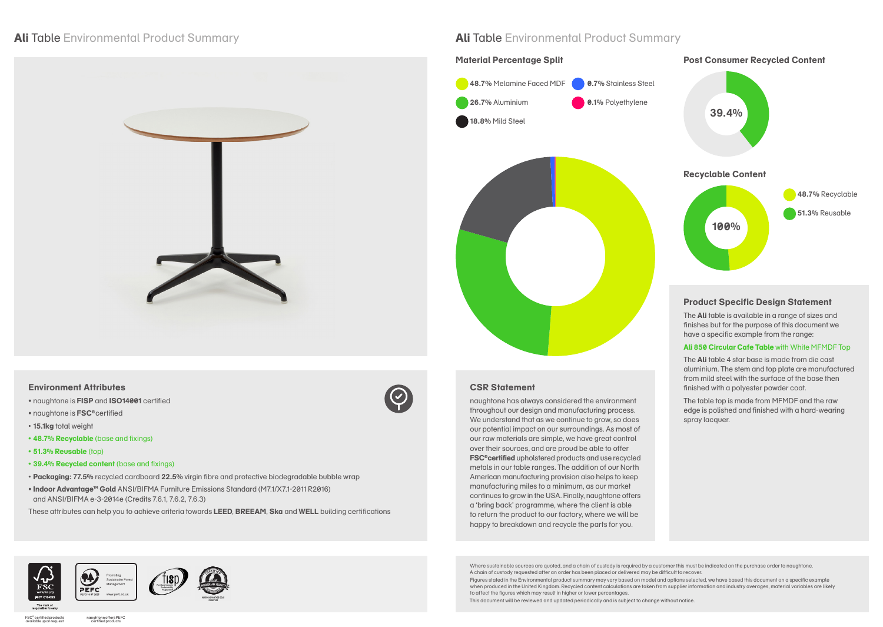# **Ali** Table Environmental Product Summary

## Environment Attributes

- naughtone is **FISP** and **ISO14001** certified
- naughtone is **FSC®** certified
- **15.1kg** total weight
- **48.7% Recyclable** (base and fixings)
- **51.3% Reusable** (top)
- **39.4% Recycled content** (base and fixings)
- **Packaging: 77.5%** recycled cardboard **22.5%** virgin fibre and protective biodegradable bubble wrap
- **Indoor Advantage™ Gold** ANSI/BIFMA Furniture Emissions Standard (M7.1/X7.1-2011 R2016) and ANSI/BIFMA e-3-2014e (Credits 7.6.1, 7.6.2, 7.6.3)

These attributes can help you to achieve criteria towards **LEED**, **BREEAM**, **Ska** and **WELL** building certifications

FSC® certified products available upon request

naughtone offers PEFC certified products

# **Ali** Table Environmental Product Summary

## Material Percentage Split

- **48.7%** Melamine Faced MDF
- **26.7%** Aluminium
- **18.8%** Mild Steel
- **0.7%** Stainless Steel
- **0.1%** Polyethylene

## Post Consumer Recycled Content

39.4%

## Recyclable Content

100%

- **48.7%** Recyclable
- **51.3%** Reusable

## CSR Statement

naughtone has always considered the environment throughout our design and manufacturing process. We understand that as we continue to grow, so does our potential impact on our surroundings. As most of our raw materials are simple, we have great control over their sources, and are proud be able to offer **FSC®certified** upholstered products and use recycled metals in our table ranges. The addition of our North American manufacturing provision also helps to keep manufacturing miles to a minimum, as our market continues to grow in the USA. Finally, naughtone offers a 'bring back' programme, where the client is able to return the product to our factory, where we will be happy to breakdown and recycle the parts for you.

## Product Specific Design Statement

The **Ali** table is available in a range of sizes and finishes but for the purpose of this document we have a specific example from the range:

**Ali 850 Circular Cafe Table** with White MFMDF Top

The **Ali** table 4 star base is made from die cast aluminium. The stem and top plate are manufactured from mild steel with the surface of the base then finished with a polyester powder coat.

The table top is made from MFMDF and the raw edge is polished and finished with a hard-wearing spray lacquer.

Where sustainable sources are quoted, and a chain of custody is required by a customer this must be indicated on the purchase order to naughtone. A chain of custody requested after an order has been placed or delivered may be difficult to recover.

Figures stated in the Environmental product summary may vary based on model and options selected, we have based this document on a specific example when produced in the United Kingdom. Recycled content calculations are taken from supplier information and industry averages, material variables are likely to affect the figures which may result in higher or lower percentages.

This document will be reviewed and updated periodically and is subject to change without notice.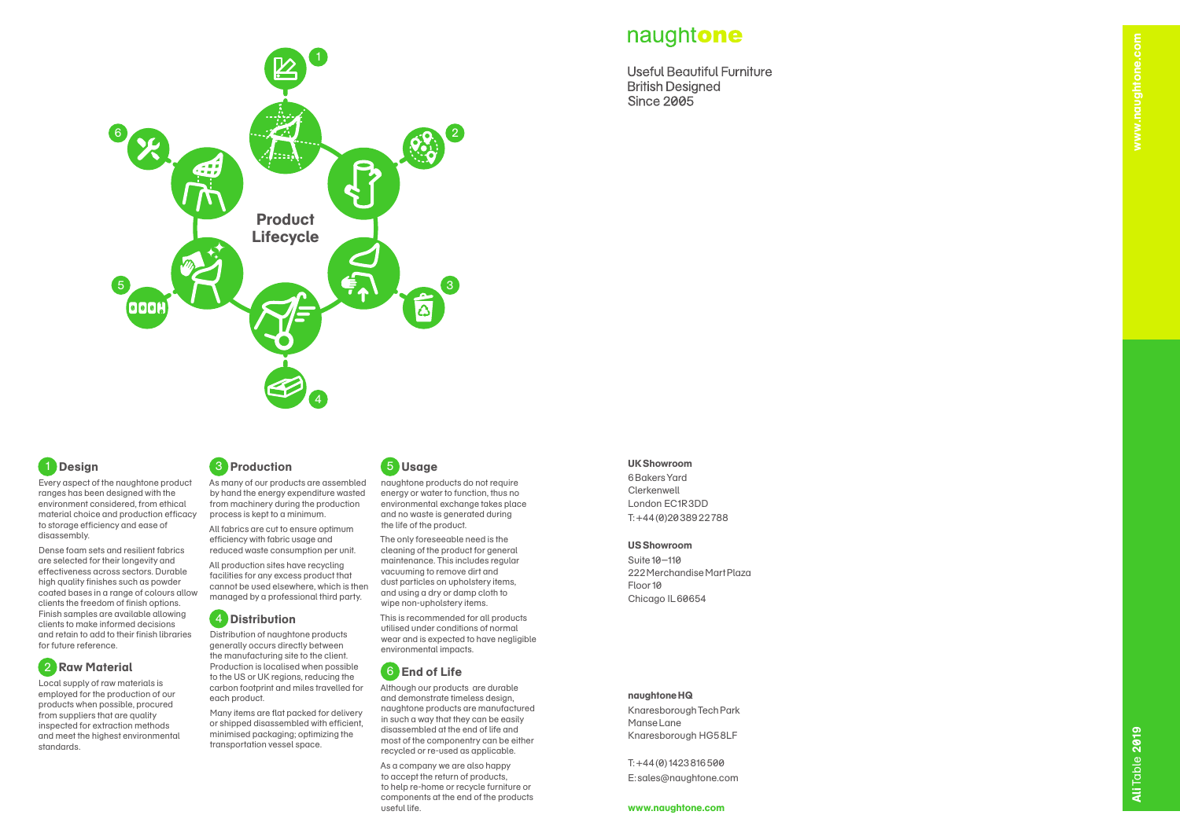# naughtone

Useful Beautiful Furniture
British Designed
Since 2005

Product Lifecycle

1
2
3
4
5
6

## 1 Design

Every aspect of the naughtone product ranges has been designed with the environment considered, from ethical material choice and production efficacy to storage efficiency and ease of disassembly.

Dense foam sets and resilient fabrics are selected for their longevity and effectiveness across sectors. Durable high quality finishes such as powder coated bases in a range of colours allow clients the freedom of finish options. Finish samples are available allowing clients to make informed decisions and retain to add to their finish libraries for future reference.

## 2 Raw Material

Local supply of raw materials is employed for the production of our products when possible, procured from suppliers that are quality inspected for extraction methods and meet the highest environmental standards.

## 3 Production

As many of our products are assembled by hand the energy expenditure wasted from machinery during the production process is kept to a minimum.

All fabrics are cut to ensure optimum efficiency with fabric usage and reduced waste consumption per unit.

All production sites have recycling facilities for any excess product that cannot be used elsewhere, which is then managed by a professional third party.

## 4 Distribution

Distribution of naughtone products generally occurs directly between the manufacturing site to the client. Production is localised when possible to the US or UK regions, reducing the carbon footprint and miles travelled for each product.

Many items are flat packed for delivery or shipped disassembled with efficient, minimised packaging; optimizing the transportation vessel space.

## 5 Usage

naughtone products do not require energy or water to function, thus no environmental exchange takes place and no waste is generated during the life of the product.

The only foreseeable need is the cleaning of the product for general maintenance. This includes regular vacuuming to remove dirt and dust particles on upholstery items, and using a dry or damp cloth to wipe non-upholstery items.

This is recommended for all products utilised under conditions of normal wear and is expected to have negligible environmental impacts.

## 6 End of Life

Although our products are durable and demonstrate timeless design, naughtone products are manufactured in such a way that they can be easily disassembled at the end of life and most of the componentry can be either recycled or re-used as applicable.

As a company we are also happy to accept the return of products, to help re-home or recycle furniture or components at the end of the products useful life.

**UK Showroom**
6 Bakers Yard
Clerkenwell
London EC1R 3DD
T: +44 (0)20 3892 2788

**US Showroom**
Suite 10–110
222 Merchandise Mart Plaza
Floor 10
Chicago IL 60654

**naughtone HQ**
Knaresborough Tech Park
Manse Lane
Knaresborough HG5 8LF

T: +44 (0) 1423 816 500
E: sales@naughtone.com

**www.naughtone.com**

www.naughtone.com

**Ali** Table **2019**